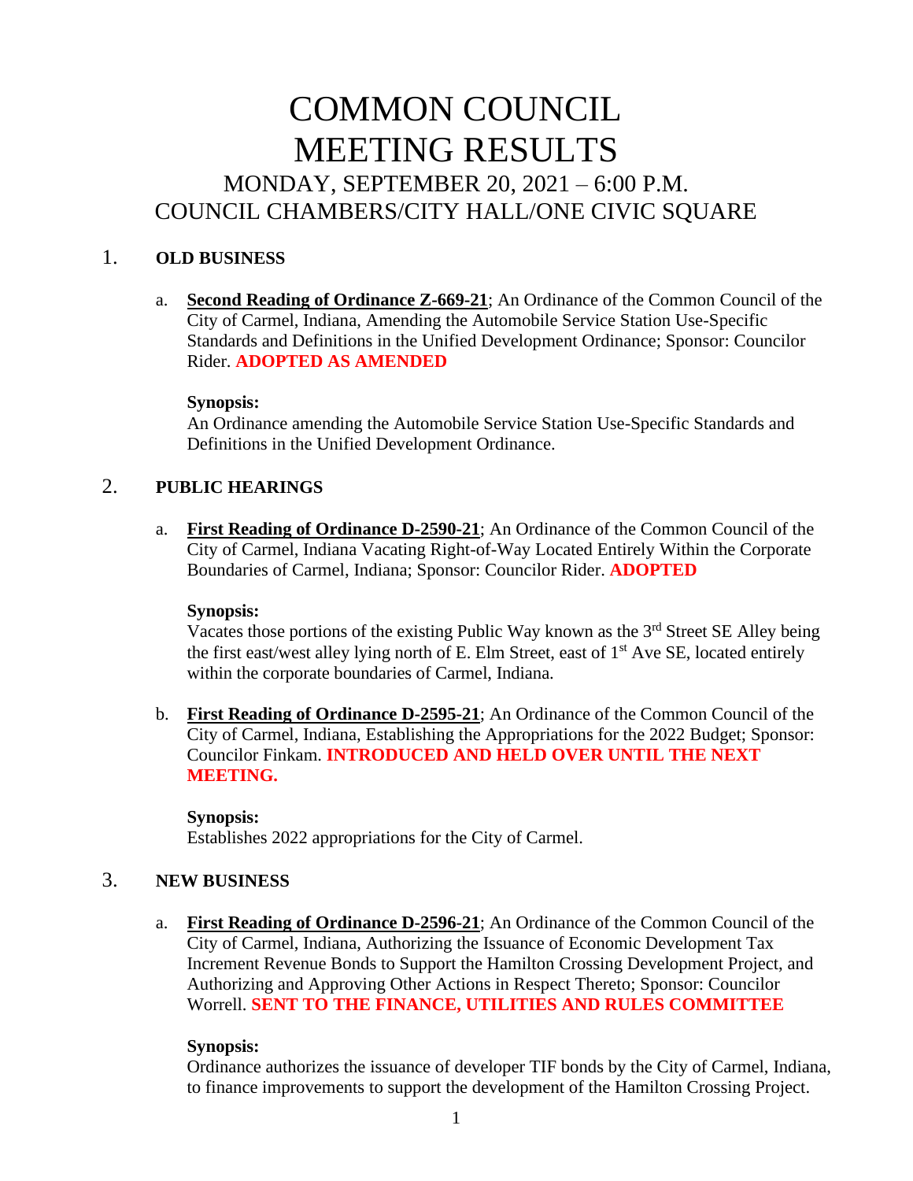# COMMON COUNCIL MEETING RESULTS

## MONDAY, SEPTEMBER 20, 2021 – 6:00 P.M.
## COUNCIL CHAMBERS/CITY HALL/ONE CIVIC SQUARE

1. **OLD BUSINESS**

   a. **Second Reading of Ordinance Z-669-21**; An Ordinance of the Common Council of the City of Carmel, Indiana, Amending the Automobile Service Station Use-Specific Standards and Definitions in the Unified Development Ordinance; Sponsor: Councilor Rider. **ADOPTED AS AMENDED**

   **Synopsis:**
   An Ordinance amending the Automobile Service Station Use-Specific Standards and Definitions in the Unified Development Ordinance.

2. **PUBLIC HEARINGS**

   a. **First Reading of Ordinance D-2590-21**; An Ordinance of the Common Council of the City of Carmel, Indiana Vacating Right-of-Way Located Entirely Within the Corporate Boundaries of Carmel, Indiana; Sponsor: Councilor Rider. **ADOPTED**

   **Synopsis:**
   Vacates those portions of the existing Public Way known as the 3rd Street SE Alley being the first east/west alley lying north of E. Elm Street, east of 1st Ave SE, located entirely within the corporate boundaries of Carmel, Indiana.

   b. **First Reading of Ordinance D-2595-21**; An Ordinance of the Common Council of the City of Carmel, Indiana, Establishing the Appropriations for the 2022 Budget; Sponsor: Councilor Finkam. **INTRODUCED AND HELD OVER UNTIL THE NEXT MEETING.**

   **Synopsis:**
   Establishes 2022 appropriations for the City of Carmel.

3. **NEW BUSINESS**

   a. **First Reading of Ordinance D-2596-21**; An Ordinance of the Common Council of the City of Carmel, Indiana, Authorizing the Issuance of Economic Development Tax Increment Revenue Bonds to Support the Hamilton Crossing Development Project, and Authorizing and Approving Other Actions in Respect Thereto; Sponsor: Councilor Worrell. **SENT TO THE FINANCE, UTILITIES AND RULES COMMITTEE**

   **Synopsis:**
   Ordinance authorizes the issuance of developer TIF bonds by the City of Carmel, Indiana, to finance improvements to support the development of the Hamilton Crossing Project.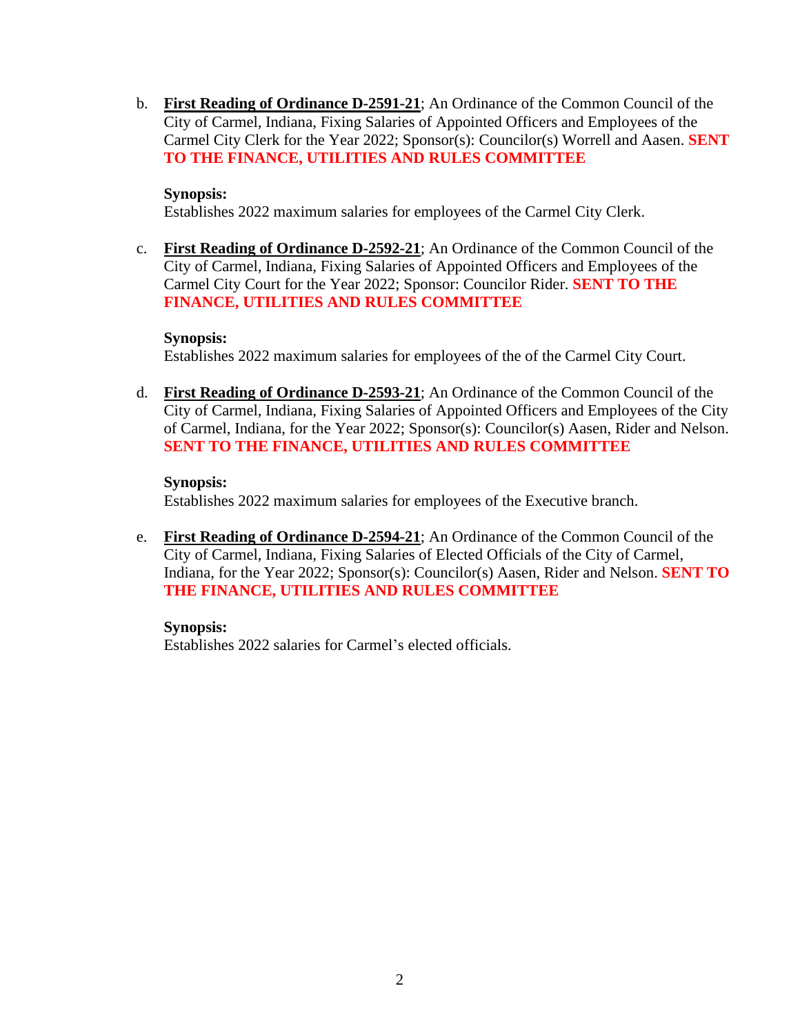b. **First Reading of Ordinance D-2591-21**; An Ordinance of the Common Council of the City of Carmel, Indiana, Fixing Salaries of Appointed Officers and Employees of the Carmel City Clerk for the Year 2022; Sponsor(s): Councilor(s) Worrell and Aasen. **SENT TO THE FINANCE, UTILITIES AND RULES COMMITTEE**

   **Synopsis:**
   Establishes 2022 maximum salaries for employees of the Carmel City Clerk.

c. **First Reading of Ordinance D-2592-21**; An Ordinance of the Common Council of the City of Carmel, Indiana, Fixing Salaries of Appointed Officers and Employees of the Carmel City Court for the Year 2022; Sponsor: Councilor Rider. **SENT TO THE FINANCE, UTILITIES AND RULES COMMITTEE**

   **Synopsis:**
   Establishes 2022 maximum salaries for employees of the of the Carmel City Court.

d. **First Reading of Ordinance D-2593-21**; An Ordinance of the Common Council of the City of Carmel, Indiana, Fixing Salaries of Appointed Officers and Employees of the City of Carmel, Indiana, for the Year 2022; Sponsor(s): Councilor(s) Aasen, Rider and Nelson. **SENT TO THE FINANCE, UTILITIES AND RULES COMMITTEE**

   **Synopsis:**
   Establishes 2022 maximum salaries for employees of the Executive branch.

e. **First Reading of Ordinance D-2594-21**; An Ordinance of the Common Council of the City of Carmel, Indiana, Fixing Salaries of Elected Officials of the City of Carmel, Indiana, for the Year 2022; Sponsor(s): Councilor(s) Aasen, Rider and Nelson. **SENT TO THE FINANCE, UTILITIES AND RULES COMMITTEE**

   **Synopsis:**
   Establishes 2022 salaries for Carmel's elected officials.